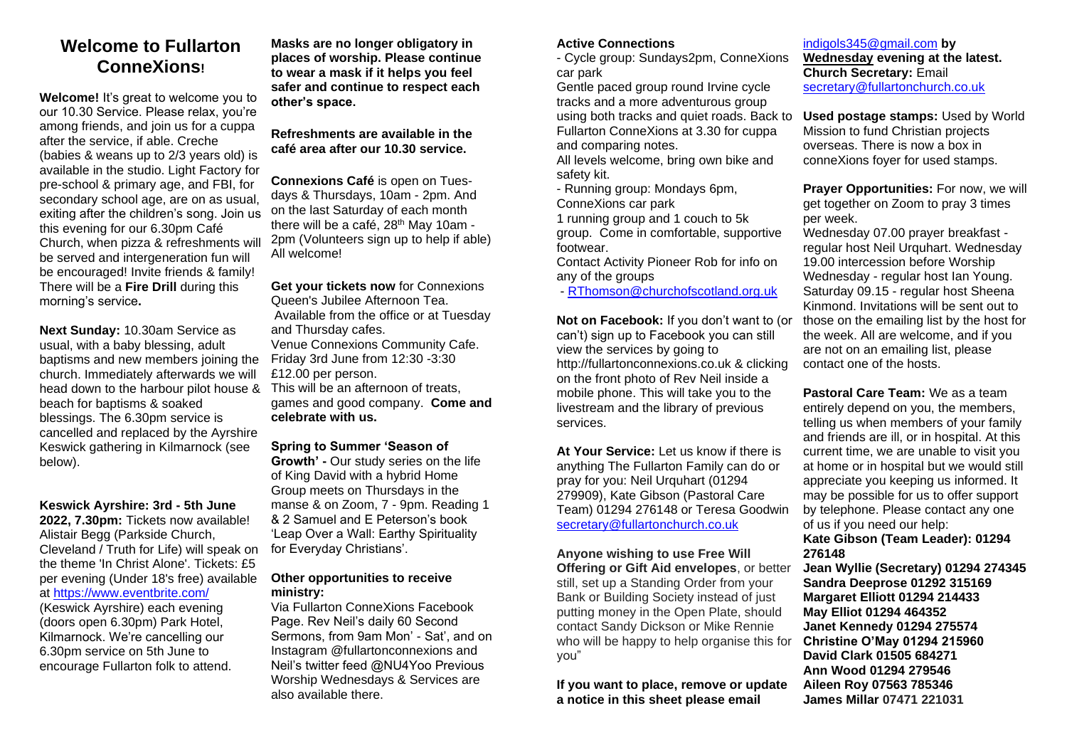# Welcome to Fullarton ConneXions!

**Welcome!** It's great to welcome you to our 10.30 Service. Please relax, you're among friends, and join us for a cuppa after the service, if able. Creche (babies & weans up to 2/3 years old) is available in the studio. Light Factory for pre-school & primary age, and FBI, for secondary school age, are on as usual, exiting after the children's song. Join us this evening for our 6.30pm Café Church, when pizza & refreshments will be served and intergeneration fun will be encouraged! Invite friends & family! There will be a **Fire Drill** during this morning's service**.**

**Next Sunday:** 10.30am Service as usual, with a baby blessing, adult baptisms and new members joining the church. Immediately afterwards we will head down to the harbour pilot house & beach for baptisms & soaked blessings. The 6.30pm service is cancelled and replaced by the Ayrshire Keswick gathering in Kilmarnock (see below).

**Keswick Ayrshire: 3rd - 5th June 2022, 7.30pm:** Tickets now available! Alistair Begg (Parkside Church, Cleveland / Truth for Life) will speak on the theme 'In Christ Alone'. Tickets: £5 per evening (Under 18's free) available at https://www.eventbrite.com/ (Keswick Ayrshire) each evening (doors open 6.30pm) Park Hotel, Kilmarnock. We're cancelling our 6.30pm service on 5th June to encourage Fullarton folk to attend.

**Masks are no longer obligatory in places of worship. Please continue to wear a mask if it helps you feel safer and continue to respect each other's space.**

**Refreshments are available in the café area after our 10.30 service.**

**Connexions Café** is open on Tuesdays & Thursdays, 10am - 2pm. And on the last Saturday of each month there will be a café, 28th May 10am - 2pm (Volunteers sign up to help if able) All welcome!

**Get your tickets now** for Connexions Queen's Jubilee Afternoon Tea. Available from the office or at Tuesday and Thursday cafes.
Venue Connexions Community Cafe.
Friday 3rd June from 12:30 -3:30
£12.00 per person.
This will be an afternoon of treats, games and good company. **Come and celebrate with us.**

**Spring to Summer 'Season of Growth' -** Our study series on the life of King David with a hybrid Home Group meets on Thursdays in the manse & on Zoom, 7 - 9pm. Reading 1 & 2 Samuel and E Peterson's book 'Leap Over a Wall: Earthy Spirituality for Everyday Christians'.

**Other opportunities to receive ministry:**
Via Fullarton ConneXions Facebook Page. Rev Neil's daily 60 Second Sermons, from 9am Mon' - Sat', and on Instagram @fullartonconnexions and Neil's twitter feed @NU4Yoo Previous Worship Wednesdays & Services are also available there.

**Active Connections**
- Cycle group: Sundays2pm, ConneXions car park
Gentle paced group round Irvine cycle tracks and a more adventurous group using both tracks and quiet roads. Back to Fullarton ConneXions at 3.30 for cuppa and comparing notes.
All levels welcome, bring own bike and safety kit.
- Running group: Mondays 6pm, ConneXions car park
1 running group and 1 couch to 5k group. Come in comfortable, supportive footwear.
Contact Activity Pioneer Rob for info on any of the groups
- RThomson@churchofscotland.org.uk

**Not on Facebook:** If you don't want to (or can't) sign up to Facebook you can still view the services by going to http://fullartonconnexions.co.uk & clicking on the front photo of Rev Neil inside a mobile phone. This will take you to the livestream and the library of previous services.

**At Your Service:** Let us know if there is anything The Fullarton Family can do or pray for you: Neil Urquhart (01294 279909), Kate Gibson (Pastoral Care Team) 01294 276148 or Teresa Goodwin secretary@fullartonchurch.co.uk

**Anyone wishing to use Free Will Offering or Gift Aid envelopes**, or better still, set up a Standing Order from your Bank or Building Society instead of just putting money in the Open Plate, should contact Sandy Dickson or Mike Rennie who will be happy to help organise this for you"

**If you want to place, remove or update a notice in this sheet please email** indigols345@gmail.com **by Wednesday evening at the latest.**
**Church Secretary:** Email secretary@fullartonchurch.co.uk

**Used postage stamps:** Used by World Mission to fund Christian projects overseas. There is now a box in conneXions foyer for used stamps.

**Prayer Opportunities:** For now, we will get together on Zoom to pray 3 times per week.
Wednesday 07.00 prayer breakfast - regular host Neil Urquhart. Wednesday 19.00 intercession before Worship Wednesday - regular host Ian Young. Saturday 09.15 - regular host Sheena Kinmond. Invitations will be sent out to those on the emailing list by the host for the week. All are welcome, and if you are not on an emailing list, please contact one of the hosts.

**Pastoral Care Team:** We as a team entirely depend on you, the members, telling us when members of your family and friends are ill, or in hospital. At this current time, we are unable to visit you at home or in hospital but we would still appreciate you keeping us informed. It may be possible for us to offer support by telephone. Please contact any one of us if you need our help:

**Kate Gibson (Team Leader): 01294 276148**
**Jean Wyllie (Secretary) 01294 274345**
**Sandra Deeprose 01292 315169**
**Margaret Elliott 01294 214433**
**May Elliot 01294 464352**
**Janet Kennedy 01294 275574**
**Christine O'May 01294 215960**
**David Clark 01505 684271**
**Ann Wood 01294 279546**
**Aileen Roy 07563 785346**
**James Millar 07471 221031**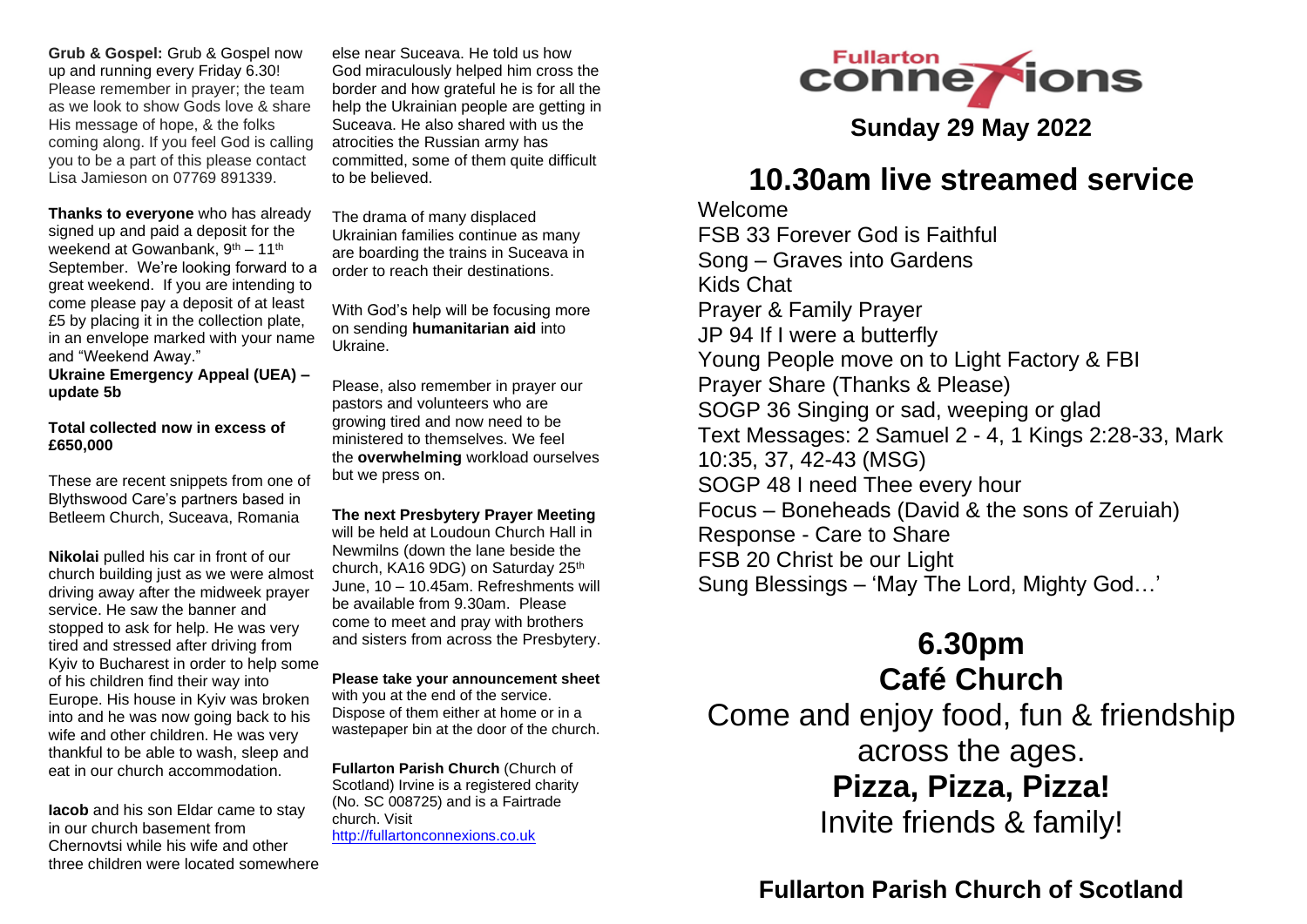**Grub & Gospel:** Grub & Gospel now up and running every Friday 6.30! Please remember in prayer; the team as we look to show Gods love & share His message of hope, & the folks coming along. If you feel God is calling you to be a part of this please contact Lisa Jamieson on 07769 891339.

**Thanks to everyone** who has already signed up and paid a deposit for the weekend at Gowanbank, 9th – 11th September. We're looking forward to a great weekend. If you are intending to come please pay a deposit of at least £5 by placing it in the collection plate, in an envelope marked with your name and "Weekend Away."

**Ukraine Emergency Appeal (UEA) – update 5b**

**Total collected now in excess of £650,000**

These are recent snippets from one of Blythswood Care's partners based in Betleem Church, Suceava, Romania

**Nikolai** pulled his car in front of our church building just as we were almost driving away after the midweek prayer service. He saw the banner and stopped to ask for help. He was very tired and stressed after driving from Kyiv to Bucharest in order to help some of his children find their way into Europe. His house in Kyiv was broken into and he was now going back to his wife and other children. He was very thankful to be able to wash, sleep and eat in our church accommodation.

**Iacob** and his son Eldar came to stay in our church basement from Chernovtsi while his wife and other three children were located somewhere else near Suceava. He told us how God miraculously helped him cross the border and how grateful he is for all the help the Ukrainian people are getting in Suceava. He also shared with us the atrocities the Russian army has committed, some of them quite difficult to be believed.

The drama of many displaced Ukrainian families continue as many are boarding the trains in Suceava in order to reach their destinations.

With God's help will be focusing more on sending **humanitarian aid** into Ukraine.

Please, also remember in prayer our pastors and volunteers who are growing tired and now need to be ministered to themselves. We feel the **overwhelming** workload ourselves but we press on.

**The next Presbytery Prayer Meeting** will be held at Loudoun Church Hall in Newmilns (down the lane beside the church, KA16 9DG) on Saturday 25th June, 10 – 10.45am. Refreshments will be available from 9.30am. Please come to meet and pray with brothers and sisters from across the Presbytery.

**Please take your announcement sheet** with you at the end of the service. Dispose of them either at home or in a wastepaper bin at the door of the church.

**Fullarton Parish Church** (Church of Scotland) Irvine is a registered charity (No. SC 008725) and is a Fairtrade church. Visit http://fullartonconnexions.co.uk

Fullarton connexions

## Sunday 29 May 2022

# 10.30am live streamed service

Welcome
FSB 33 Forever God is Faithful
Song – Graves into Gardens
Kids Chat
Prayer & Family Prayer
JP 94 If I were a butterfly
Young People move on to Light Factory & FBI
Prayer Share (Thanks & Please)
SOGP 36 Singing or sad, weeping or glad
Text Messages: 2 Samuel 2 - 4, 1 Kings 2:28-33, Mark 10:35, 37, 42-43 (MSG)
SOGP 48 I need Thee every hour
Focus – Boneheads (David & the sons of Zeruiah)
Response - Care to Share
FSB 20 Christ be our Light
Sung Blessings – 'May The Lord, Mighty God…'

# 6.30pm
# Café Church

Come and enjoy food, fun & friendship across the ages.

**Pizza, Pizza, Pizza!**

Invite friends & family!

**Fullarton Parish Church of Scotland**